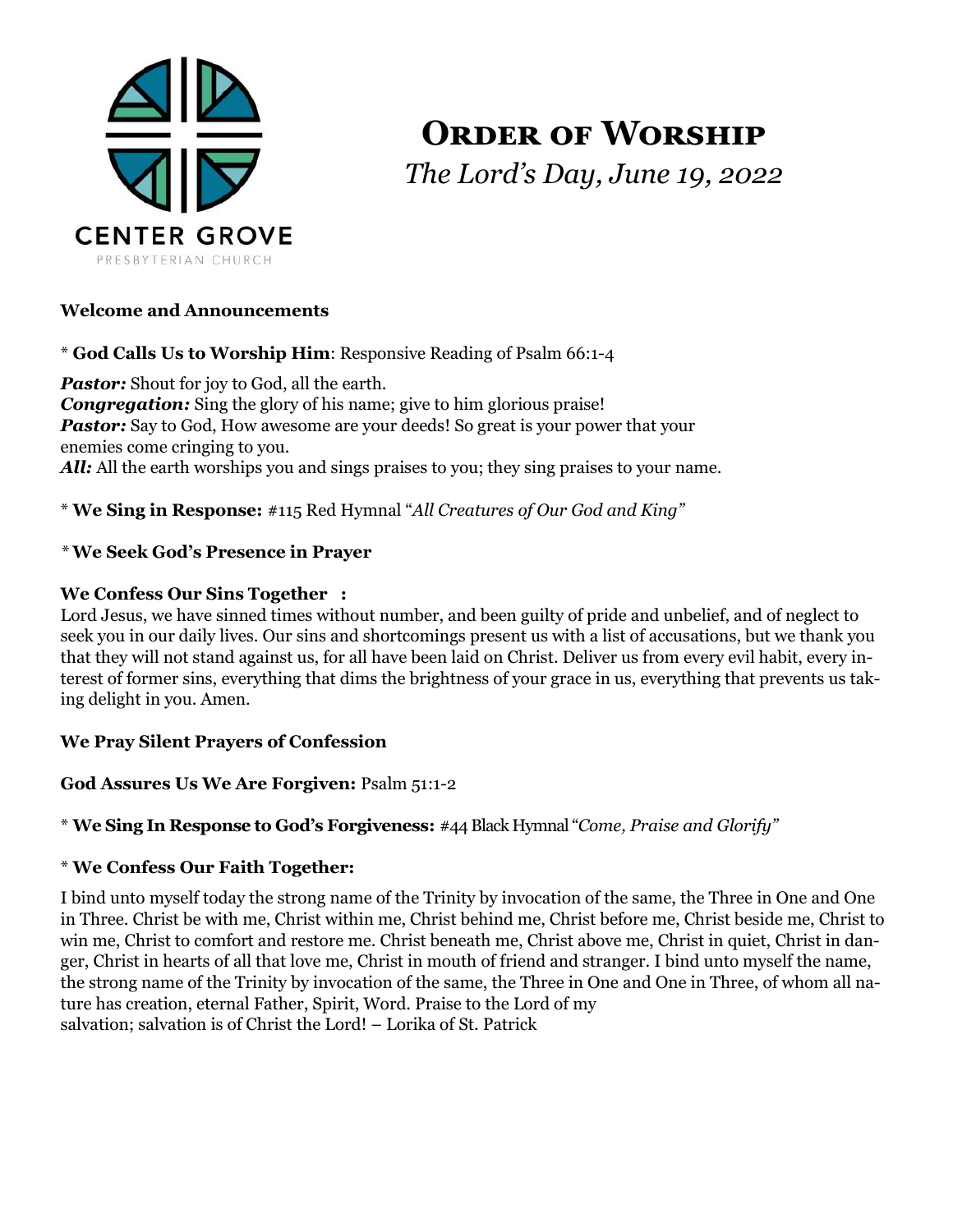CENTER GROVE

PRESBYTERIAN CHURCH

# Order of Worship

*The Lord's Day, June 19, 2022*

**Welcome and Announcements**

\* **God Calls Us to Worship Him**: Responsive Reading of Psalm 66:1-4

***Pastor:*** Shout for joy to God, all the earth.
***Congregation:*** Sing the glory of his name; give to him glorious praise!
***Pastor:*** Say to God, How awesome are your deeds! So great is your power that your enemies come cringing to you.
***All:*** All the earth worships you and sings praises to you; they sing praises to your name.

\* **We Sing in Response:** #115 Red Hymnal "*All Creatures of Our God and King"*

\* **We Seek God's Presence in Prayer**

**We Confess Our Sins Together :**
Lord Jesus, we have sinned times without number, and been guilty of pride and unbelief, and of neglect to seek you in our daily lives. Our sins and shortcomings present us with a list of accusations, but we thank you that they will not stand against us, for all have been laid on Christ. Deliver us from every evil habit, every interest of former sins, everything that dims the brightness of your grace in us, everything that prevents us taking delight in you. Amen.

**We Pray Silent Prayers of Confession**

**God Assures Us We Are Forgiven:** Psalm 51:1-2

\* **We Sing In Response to God's Forgiveness:** #44 Black Hymnal "*Come, Praise and Glorify"*

\* **We Confess Our Faith Together:**

I bind unto myself today the strong name of the Trinity by invocation of the same, the Three in One and One in Three. Christ be with me, Christ within me, Christ behind me, Christ before me, Christ beside me, Christ to win me, Christ to comfort and restore me. Christ beneath me, Christ above me, Christ in quiet, Christ in danger, Christ in hearts of all that love me, Christ in mouth of friend and stranger. I bind unto myself the name, the strong name of the Trinity by invocation of the same, the Three in One and One in Three, of whom all nature has creation, eternal Father, Spirit, Word. Praise to the Lord of my salvation; salvation is of Christ the Lord! – Lorika of St. Patrick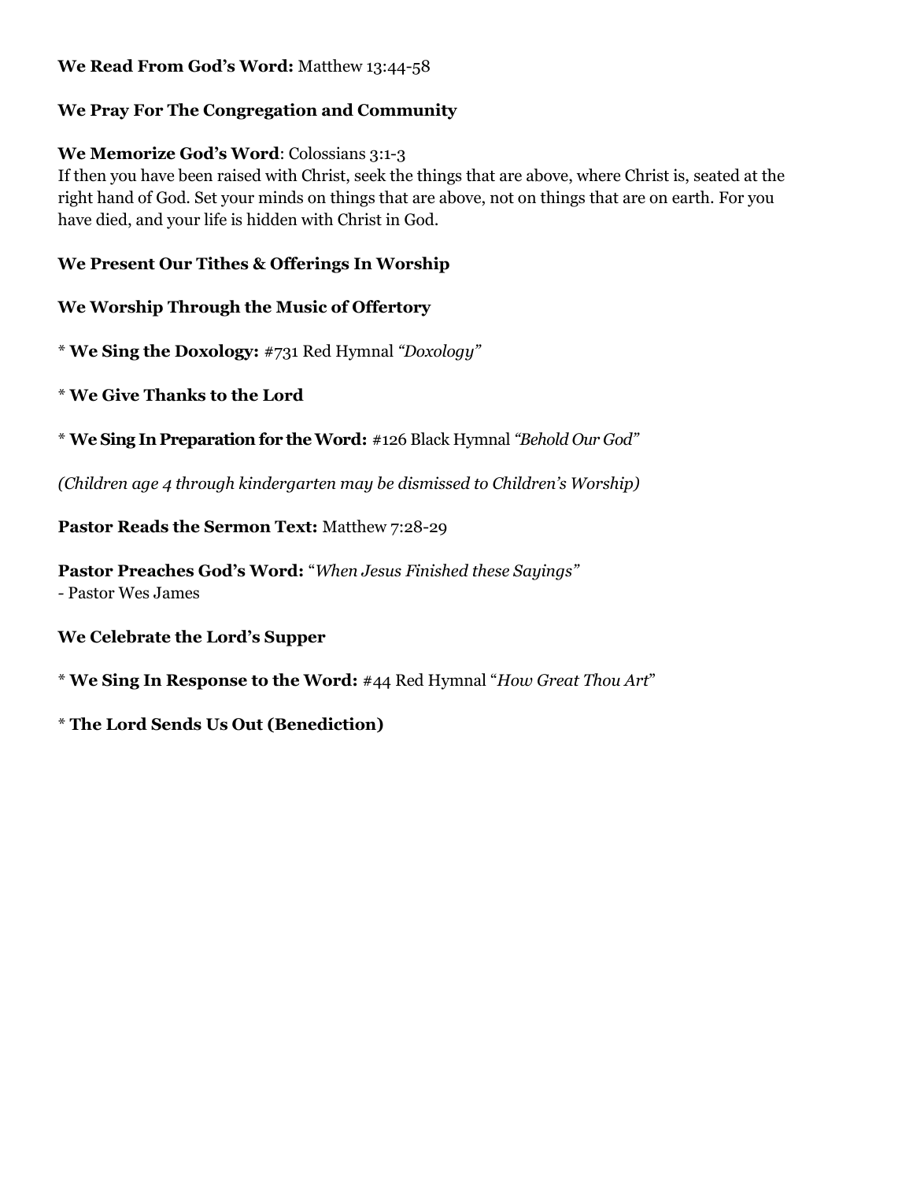**We Read From God's Word:** Matthew 13:44-58

**We Pray For The Congregation and Community**

**We Memorize God's Word**: Colossians 3:1-3
If then you have been raised with Christ, seek the things that are above, where Christ is, seated at the right hand of God. Set your minds on things that are above, not on things that are on earth. For you have died, and your life is hidden with Christ in God.

**We Present Our Tithes & Offerings In Worship**

**We Worship Through the Music of Offertory**

* **We Sing the Doxology:** #731 Red Hymnal *"Doxology"*

* **We Give Thanks to the Lord**

* **We Sing In Preparation for the Word:** #126 Black Hymnal *"Behold Our God"*

*(Children age 4 through kindergarten may be dismissed to Children's Worship)*

**Pastor Reads the Sermon Text:** Matthew 7:28-29

**Pastor Preaches God's Word:** "*When Jesus Finished these Sayings"*
- Pastor Wes James

**We Celebrate the Lord's Supper**

* **We Sing In Response to the Word:** #44 Red Hymnal "*How Great Thou Art*"

* **The Lord Sends Us Out (Benediction)**